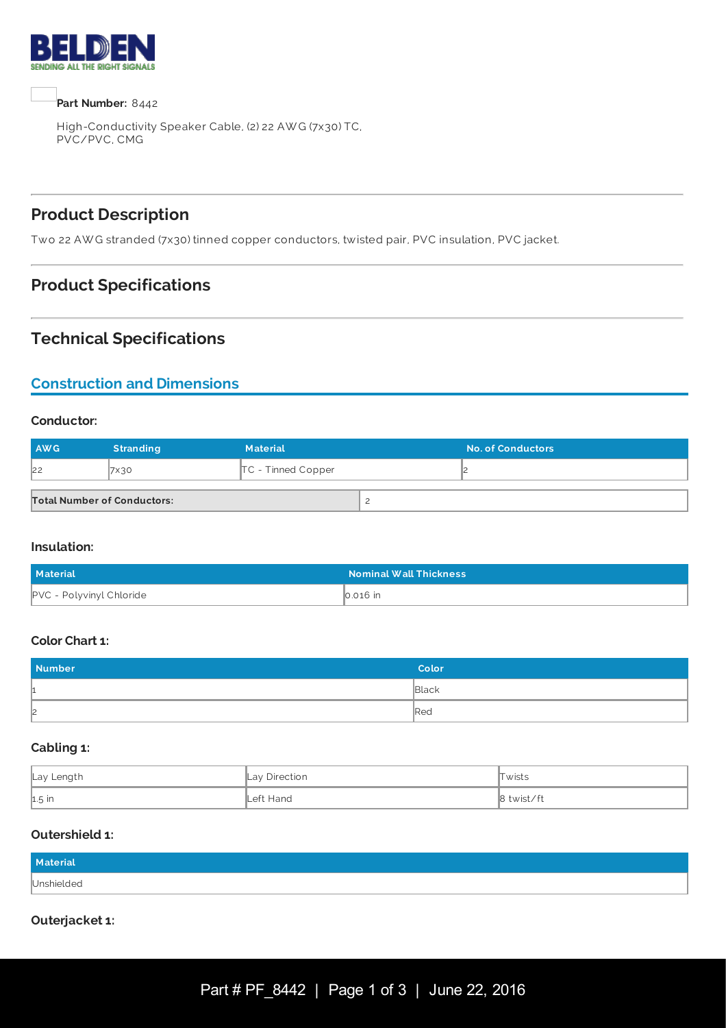**Part Number:** 8442

High-Conductivity Speaker Cable, (2) 22 AWG (7x30) TC, PVC/PVC, CMG

## Product Description

Two 22 AWG stranded (7x30) tinned copper conductors, twisted pair, PVC insulation, PVC jacket.

## Product Specifications

## Technical Specifications

### Construction and Dimensions

#### Conductor:

| AWG | Stranding | Material | No. of Conductors |
|---|---|---|---|
| 22 | 7x30 | TC - Tinned Copper | 2 |

| Total Number of Conductors: | 2 |
|---|---|

#### Insulation:

| Material | Nominal Wall Thickness |
|---|---|
| PVC - Polyvinyl Chloride | 0.016 in |

#### Color Chart 1:

| Number | Color |
|---|---|
| 1 | Black |
| 2 | Red |

#### Cabling 1:

| Lay Length | Lay Direction | Twists |
|---|---|---|
| 1.5 in | Left Hand | 8 twist/ft |

#### Outershield 1:

| Material |
|---|
| Unshielded |

#### Outerjacket 1: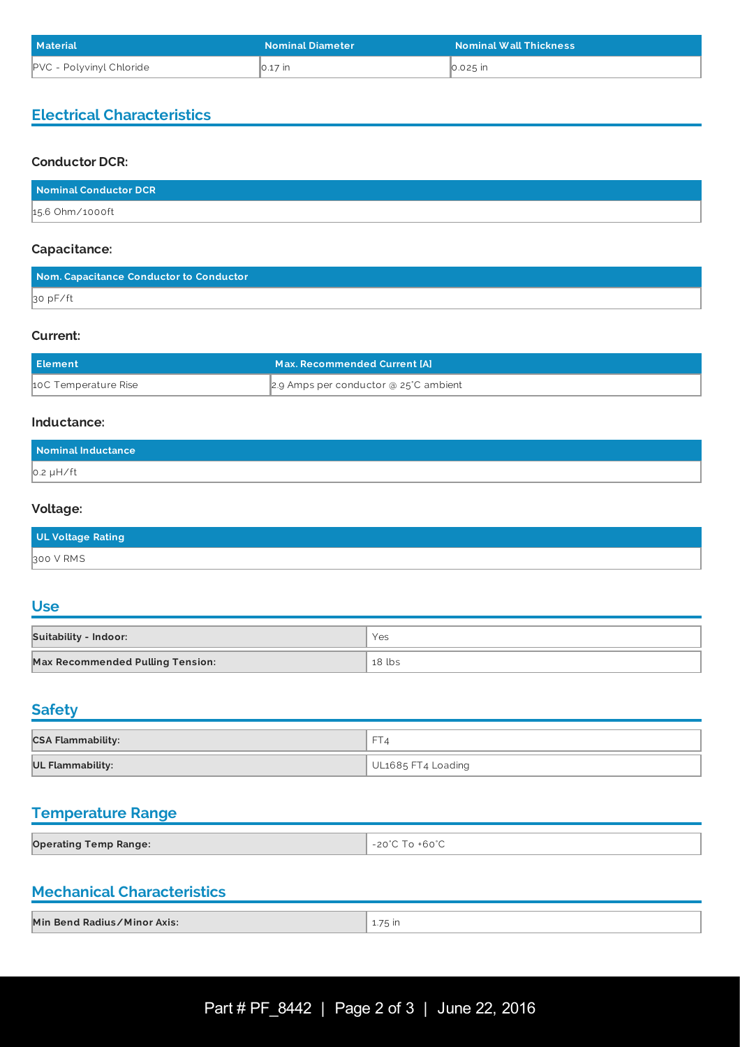| Material | Nominal Diameter | Nominal Wall Thickness |
| --- | --- | --- |
| PVC - Polyvinyl Chloride | 0.17 in | 0.025 in |

## Electrical Characteristics

### Conductor DCR:

| Nominal Conductor DCR |
| --- |
| 15.6 Ohm/1000ft |

### Capacitance:

| Nom. Capacitance Conductor to Conductor |
| --- |
| 30 pF/ft |

### Current:

| Element | Max. Recommended Current [A] |
| --- | --- |
| 10C Temperature Rise | 2.9 Amps per conductor @ 25°C ambient |

### Inductance:

| Nominal Inductance |
| --- |
| 0.2 µH/ft |

### Voltage:

| UL Voltage Rating |
| --- |
| 300 V RMS |

## Use

| | |
| --- | --- |
| **Suitability - Indoor:** | Yes |
| **Max Recommended Pulling Tension:** | 18 lbs |

## Safety

| | |
| --- | --- |
| **CSA Flammability:** | FT4 |
| **UL Flammability:** | UL1685 FT4 Loading |

## Temperature Range

| | |
| --- | --- |
| **Operating Temp Range:** | -20°C To +60°C |

## Mechanical Characteristics

| | |
| --- | --- |
| **Min Bend Radius/Minor Axis:** | 1.75 in |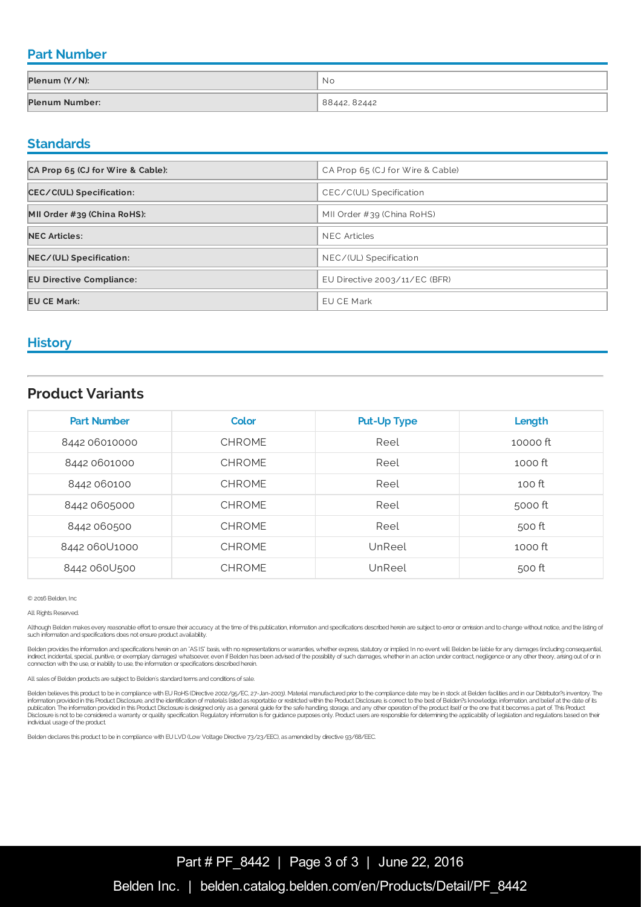## Part Number

| | |
|---|---|
| **Plenum (Y/N):** | No |
| **Plenum Number:** | 88442, 82442 |

## Standards

| | |
|---|---|
| **CA Prop 65 (CJ for Wire & Cable):** | CA Prop 65 (CJ for Wire & Cable) |
| **CEC/C(UL) Specification:** | CEC/C(UL) Specification |
| **MII Order #39 (China RoHS):** | MII Order #39 (China RoHS) |
| **NEC Articles:** | NEC Articles |
| **NEC/(UL) Specification:** | NEC/(UL) Specification |
| **EU Directive Compliance:** | EU Directive 2003/11/EC (BFR) |
| **EU CE Mark:** | EU CE Mark |

## History

## Product Variants

| Part Number | Color | Put-Up Type | Length |
|---|---|---|---|
| 8442 06010000 | CHROME | Reel | 10000 ft |
| 8442 0601000 | CHROME | Reel | 1000 ft |
| 8442 060100 | CHROME | Reel | 100 ft |
| 8442 0605000 | CHROME | Reel | 5000 ft |
| 8442 060500 | CHROME | Reel | 500 ft |
| 8442 060U1000 | CHROME | UnReel | 1000 ft |
| 8442 060U500 | CHROME | UnReel | 500 ft |

© 2016 Belden, Inc

All Rights Reserved.

Although Belden makes every reasonable effort to ensure their accuracy at the time of this publication, information and specifications described herein are subject to error or omission and to change without notice, and the listing of such information and specifications does not ensure product availability.

Belden provides the information and specifications herein on an "AS IS" basis, with no representations or warranties, whether express, statutory or implied. In no event will Belden be liable for any damages (including consequential, indirect, incidental, special, punitive, or exemplary damages) whatsoever, even if Belden has been advised of the possibility of such damages, whether in an action under contract, negligence or any other theory, arising out of or in connection with the use, or inability to use, the information or specifications described herein.

All sales of Belden products are subject to Belden's standard terms and conditions of sale.

Belden believes this product to be in compliance with EU RoHS (Directive 2002/95/EC, 27-Jan-2003). Material manufactured prior to the compliance date may be in stock at Belden facilities and in our Distributor?s inventory. The information provided in this Product Disclosure, and the identification of materials listed as reportable or restricted within the Product Disclosure, is correct to the best of Belden?s knowledge, information, and belief at the date of its publication. The information provided in this Product Disclosure is designed only as a general guide for the safe handling, storage, and any other operation of the product itself or the one that it becomes a part of. This Product Disclosure is not to be considered a warranty or quality specification. Regulatory information is for guidance purposes only. Product users are responsible for determining the applicability of legislation and regulations based on their individual usage of the product.

Belden declares this product to be in compliance with EU LVD (Low Voltage Directive 73/23/EEC), as amended by directive 93/68/EEC.